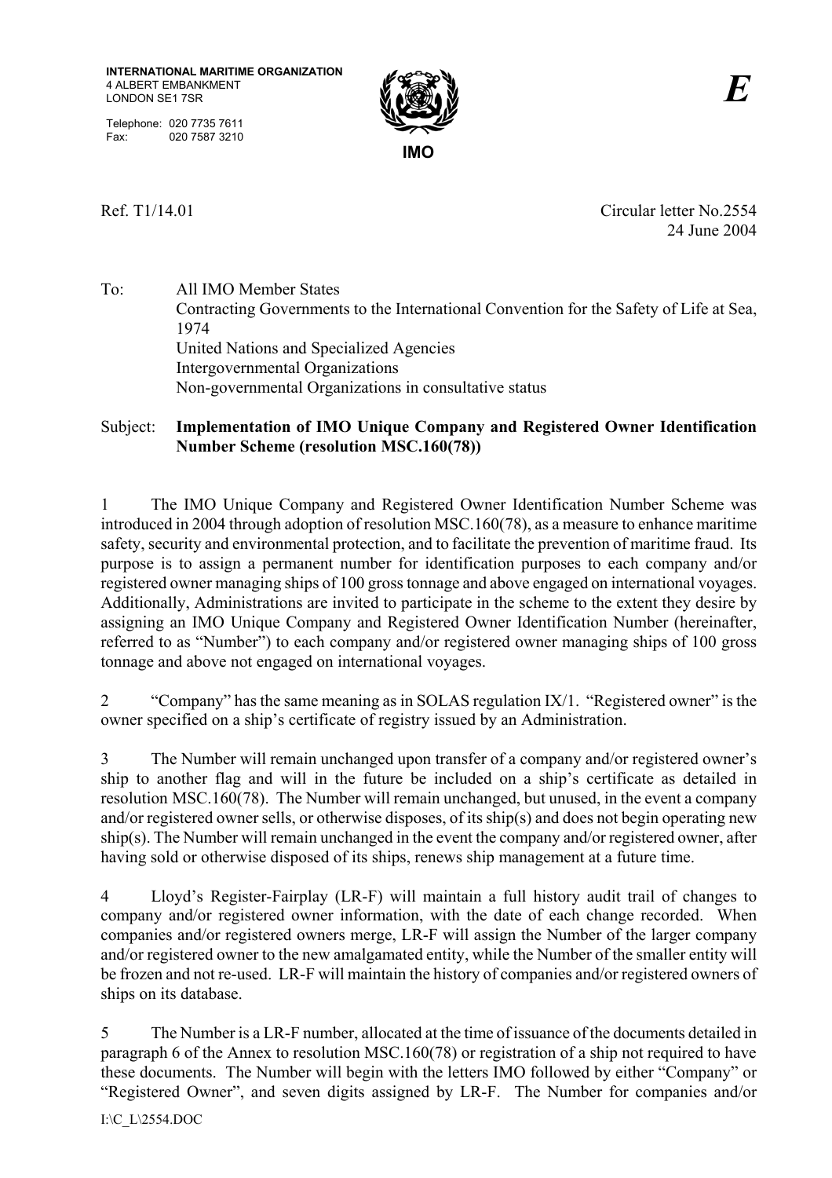**INTERNATIONAL MARITIME ORGANIZATION**
4 ALBERT EMBANKMENT
LONDON SE1 7SR

Telephone: 020 7735 7611
Fax: 020 7587 3210

**IMO**

***E***

Ref. T1/14.01

Circular letter No.2554
24 June 2004

To: All IMO Member States
Contracting Governments to the International Convention for the Safety of Life at Sea, 1974
United Nations and Specialized Agencies
Intergovernmental Organizations
Non-governmental Organizations in consultative status

Subject: **Implementation of IMO Unique Company and Registered Owner Identification Number Scheme (resolution MSC.160(78))**

1 The IMO Unique Company and Registered Owner Identification Number Scheme was introduced in 2004 through adoption of resolution MSC.160(78), as a measure to enhance maritime safety, security and environmental protection, and to facilitate the prevention of maritime fraud. Its purpose is to assign a permanent number for identification purposes to each company and/or registered owner managing ships of 100 gross tonnage and above engaged on international voyages. Additionally, Administrations are invited to participate in the scheme to the extent they desire by assigning an IMO Unique Company and Registered Owner Identification Number (hereinafter, referred to as "Number") to each company and/or registered owner managing ships of 100 gross tonnage and above not engaged on international voyages.

2 "Company" has the same meaning as in SOLAS regulation IX/1. "Registered owner" is the owner specified on a ship's certificate of registry issued by an Administration.

3 The Number will remain unchanged upon transfer of a company and/or registered owner's ship to another flag and will in the future be included on a ship's certificate as detailed in resolution MSC.160(78). The Number will remain unchanged, but unused, in the event a company and/or registered owner sells, or otherwise disposes, of its ship(s) and does not begin operating new ship(s). The Number will remain unchanged in the event the company and/or registered owner, after having sold or otherwise disposed of its ships, renews ship management at a future time.

4 Lloyd's Register-Fairplay (LR-F) will maintain a full history audit trail of changes to company and/or registered owner information, with the date of each change recorded. When companies and/or registered owners merge, LR-F will assign the Number of the larger company and/or registered owner to the new amalgamated entity, while the Number of the smaller entity will be frozen and not re-used. LR-F will maintain the history of companies and/or registered owners of ships on its database.

5 The Number is a LR-F number, allocated at the time of issuance of the documents detailed in paragraph 6 of the Annex to resolution MSC.160(78) or registration of a ship not required to have these documents. The Number will begin with the letters IMO followed by either "Company" or "Registered Owner", and seven digits assigned by LR-F. The Number for companies and/or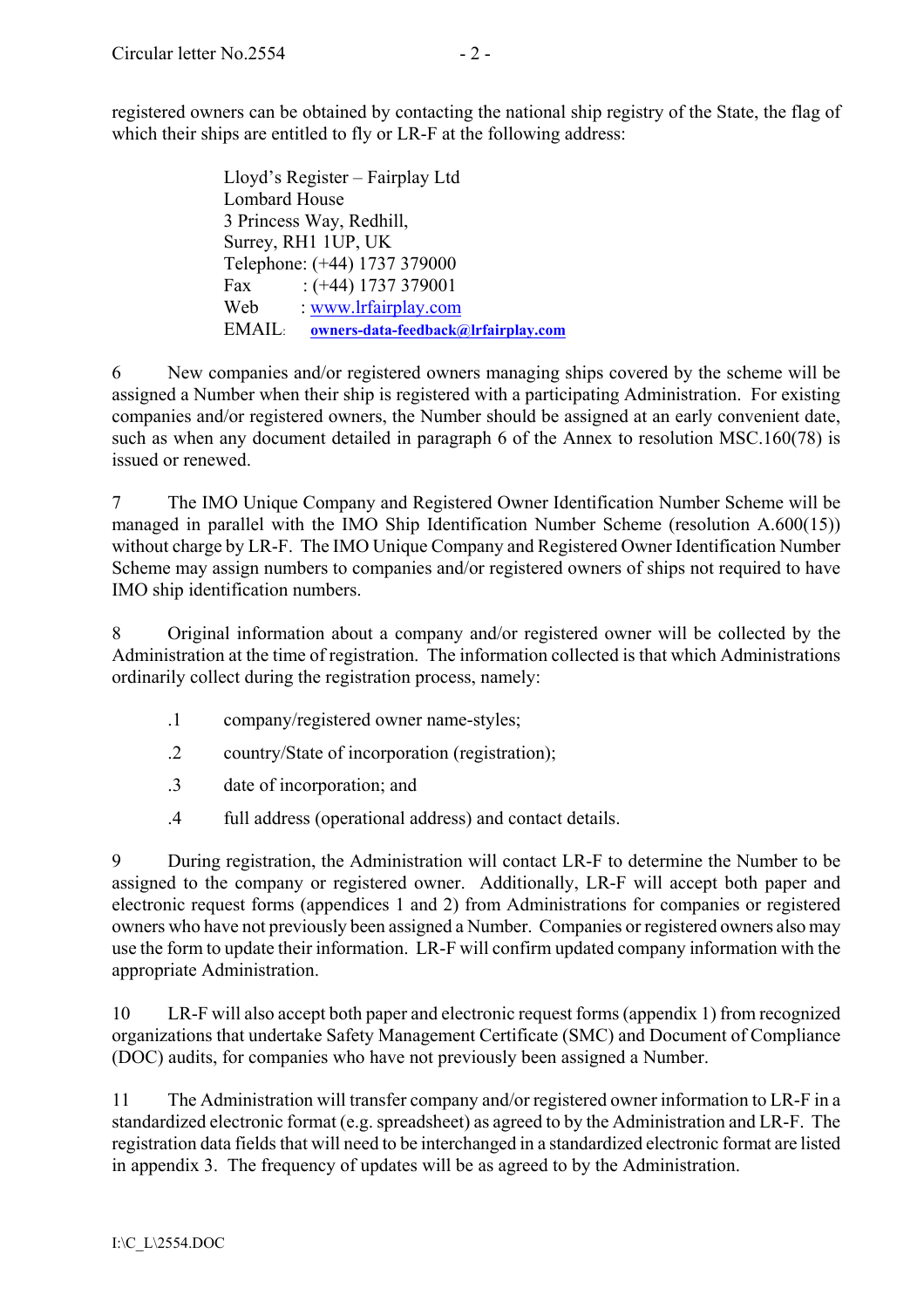registered owners can be obtained by contacting the national ship registry of the State, the flag of which their ships are entitled to fly or LR-F at the following address:

Lloyd's Register – Fairplay Ltd
Lombard House
3 Princess Way, Redhill,
Surrey, RH1 1UP, UK
Telephone: (+44) 1737 379000
Fax : (+44) 1737 379001
Web : www.lrfairplay.com
EMAIL: **owners-data-feedback@lrfairplay.com**

6 New companies and/or registered owners managing ships covered by the scheme will be assigned a Number when their ship is registered with a participating Administration. For existing companies and/or registered owners, the Number should be assigned at an early convenient date, such as when any document detailed in paragraph 6 of the Annex to resolution MSC.160(78) is issued or renewed.

7 The IMO Unique Company and Registered Owner Identification Number Scheme will be managed in parallel with the IMO Ship Identification Number Scheme (resolution A.600(15)) without charge by LR-F. The IMO Unique Company and Registered Owner Identification Number Scheme may assign numbers to companies and/or registered owners of ships not required to have IMO ship identification numbers.

8 Original information about a company and/or registered owner will be collected by the Administration at the time of registration. The information collected is that which Administrations ordinarily collect during the registration process, namely:

.1 company/registered owner name-styles;

.2 country/State of incorporation (registration);

.3 date of incorporation; and

.4 full address (operational address) and contact details.

9 During registration, the Administration will contact LR-F to determine the Number to be assigned to the company or registered owner. Additionally, LR-F will accept both paper and electronic request forms (appendices 1 and 2) from Administrations for companies or registered owners who have not previously been assigned a Number. Companies or registered owners also may use the form to update their information. LR-F will confirm updated company information with the appropriate Administration.

10 LR-F will also accept both paper and electronic request forms (appendix 1) from recognized organizations that undertake Safety Management Certificate (SMC) and Document of Compliance (DOC) audits, for companies who have not previously been assigned a Number.

11 The Administration will transfer company and/or registered owner information to LR-F in a standardized electronic format (e.g. spreadsheet) as agreed to by the Administration and LR-F. The registration data fields that will need to be interchanged in a standardized electronic format are listed in appendix 3. The frequency of updates will be as agreed to by the Administration.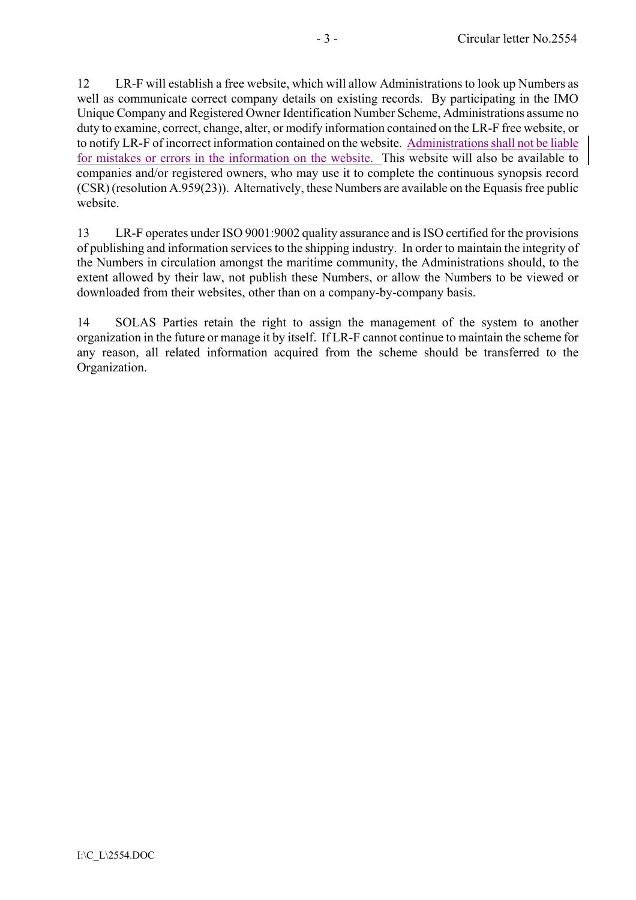12 LR-F will establish a free website, which will allow Administrations to look up Numbers as well as communicate correct company details on existing records. By participating in the IMO Unique Company and Registered Owner Identification Number Scheme, Administrations assume no duty to examine, correct, change, alter, or modify information contained on the LR-F free website, or to notify LR-F of incorrect information contained on the website. Administrations shall not be liable for mistakes or errors in the information on the website. This website will also be available to companies and/or registered owners, who may use it to complete the continuous synopsis record (CSR) (resolution A.959(23)). Alternatively, these Numbers are available on the Equasis free public website.

13 LR-F operates under ISO 9001:9002 quality assurance and is ISO certified for the provisions of publishing and information services to the shipping industry. In order to maintain the integrity of the Numbers in circulation amongst the maritime community, the Administrations should, to the extent allowed by their law, not publish these Numbers, or allow the Numbers to be viewed or downloaded from their websites, other than on a company-by-company basis.

14 SOLAS Parties retain the right to assign the management of the system to another organization in the future or manage it by itself. If LR-F cannot continue to maintain the scheme for any reason, all related information acquired from the scheme should be transferred to the Organization.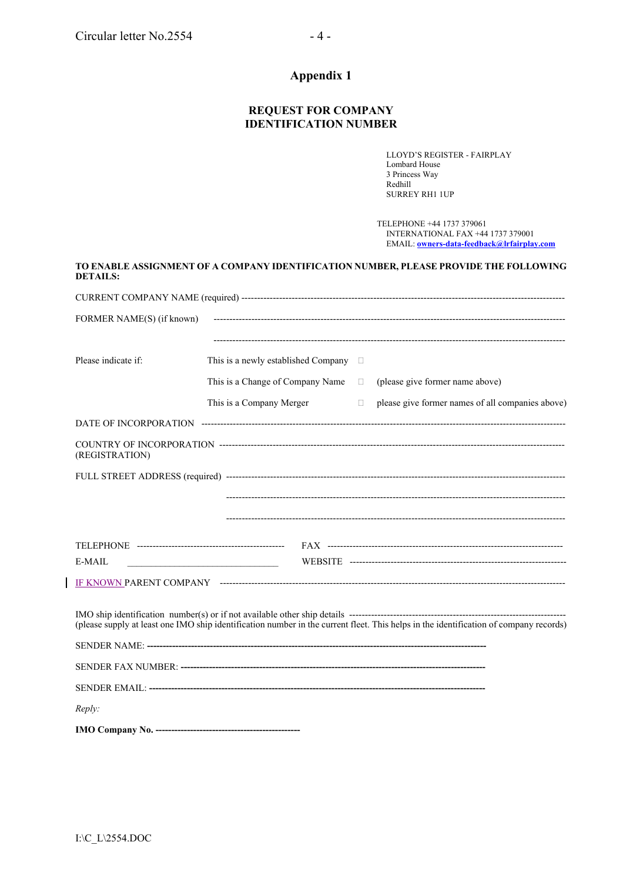## Appendix 1

### REQUEST FOR COMPANY IDENTIFICATION NUMBER

LLOYD'S REGISTER - FAIRPLAY
Lombard House
3 Princess Way
Redhill
SURREY RH1 1UP

TELEPHONE +44 1737 379061
INTERNATIONAL FAX +44 1737 379001
EMAIL: **owners-data-feedback@lrfairplay.com**

**TO ENABLE ASSIGNMENT OF A COMPANY IDENTIFICATION NUMBER, PLEASE PROVIDE THE FOLLOWING DETAILS:**

CURRENT COMPANY NAME (required) ------------------------------------------------------------------------------------------------

FORMER NAME(S) (if known) ------------------------------------------------------------------------------------------------

------------------------------------------------------------------------------------------------

Please indicate if:

- This is a newly established Company ☐
- This is a Change of Company Name ☐ (please give former name above)
- This is a Company Merger ☐ please give former names of all companies above)

DATE OF INCORPORATION ------------------------------------------------------------------------------------------------

COUNTRY OF INCORPORATION (REGISTRATION) ------------------------------------------------------------------------------------------------

FULL STREET ADDRESS (required) ------------------------------------------------------------------------------------------------

------------------------------------------------------------------------------------------------

------------------------------------------------------------------------------------------------

TELEPHONE ----------------------------------------------- FAX ---------------------------------------------------------------------

E-MAIL ________________________________ WEBSITE ---------------------------------------------------------------------

IF KNOWN PARENT COMPANY ------------------------------------------------------------------------------------------------

IMO ship identification number(s) or if not available other ship details ---------------------------------------------------------------------
(please supply at least one IMO ship identification number in the current fleet. This helps in the identification of company records)

SENDER NAME: ------------------------------------------------------------------------------------------------

SENDER FAX NUMBER: ------------------------------------------------------------------------------------------------

SENDER EMAIL: ------------------------------------------------------------------------------------------------

*Reply:*

**IMO Company No. ----------------------------------------------**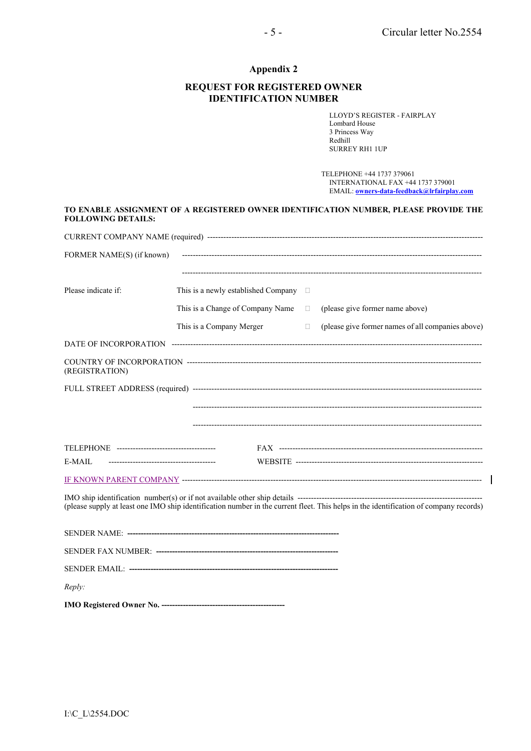## Appendix 2

## REQUEST FOR REGISTERED OWNER IDENTIFICATION NUMBER

LLOYD'S REGISTER - FAIRPLAY
Lombard House
3 Princess Way
Redhill
SURREY RH1 1UP

TELEPHONE +44 1737 379061
INTERNATIONAL FAX +44 1737 379001
EMAIL: **owners-data-feedback@lrfairplay.com**

**TO ENABLE ASSIGNMENT OF A REGISTERED OWNER IDENTIFICATION NUMBER, PLEASE PROVIDE THE FOLLOWING DETAILS:**

CURRENT COMPANY NAME (required) ---------------------------------------------------------------------------------------------------

FORMER NAME(S) (if known) ---------------------------------------------------------------------------------------------------

---------------------------------------------------------------------------------------------------

Please indicate if:

This is a newly established Company ☐

This is a Change of Company Name ☐ (please give former name above)

This is a Company Merger ☐ (please give former names of all companies above)

DATE OF INCORPORATION ---------------------------------------------------------------------------------------------------

COUNTRY OF INCORPORATION (REGISTRATION) ---------------------------------------------------------------------------------------------------

FULL STREET ADDRESS (required) ---------------------------------------------------------------------------------------------------

---------------------------------------------------------------------------------------------------

---------------------------------------------------------------------------------------------------

TELEPHONE ------------------------------------- FAX ---------------------------------------------------------------------------

E-MAIL ---------------------------------------- WEBSITE ---------------------------------------------------------------------

IF KNOWN PARENT COMPANY ---------------------------------------------------------------------------------------------------

IMO ship identification number(s) or if not available other ship details ---------------------------------------------------------------------
(please supply at least one IMO ship identification number in the current fleet. This helps in the identification of company records)

SENDER NAME: **---------------------------------------------------------------------------**

SENDER FAX NUMBER: **-------------------------------------------------------------------**

SENDER EMAIL: **---------------------------------------------------------------------------**

*Reply:*

**IMO Registered Owner No. ----------------------------------------------**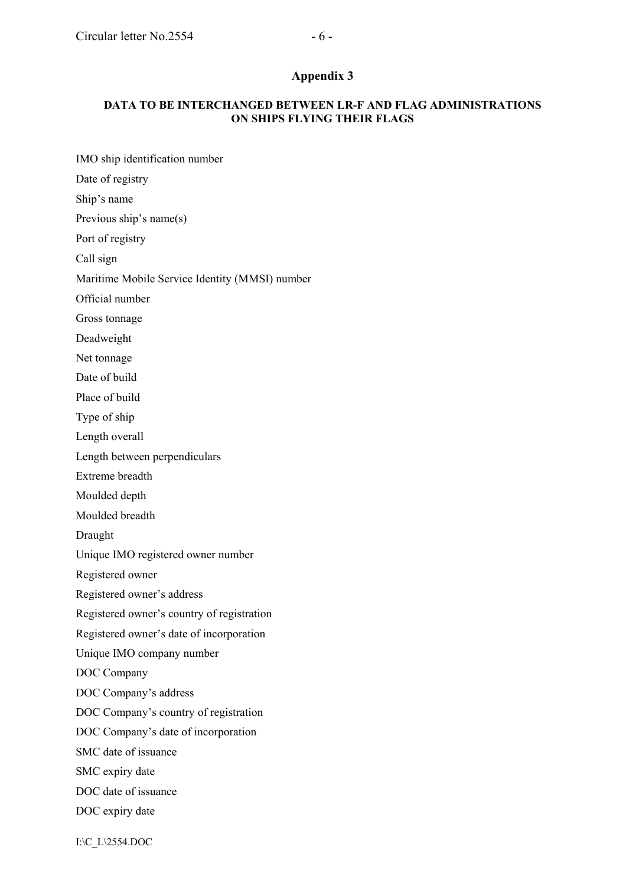## Appendix 3

### DATA TO BE INTERCHANGED BETWEEN LR-F AND FLAG ADMINISTRATIONS ON SHIPS FLYING THEIR FLAGS

IMO ship identification number

Date of registry

Ship's name

Previous ship's name(s)

Port of registry

Call sign

Maritime Mobile Service Identity (MMSI) number

Official number

Gross tonnage

Deadweight

Net tonnage

Date of build

Place of build

Type of ship

Length overall

Length between perpendiculars

Extreme breadth

Moulded depth

Moulded breadth

Draught

Unique IMO registered owner number

Registered owner

Registered owner's address

Registered owner's country of registration

Registered owner's date of incorporation

Unique IMO company number

DOC Company

DOC Company's address

DOC Company's country of registration

DOC Company's date of incorporation

SMC date of issuance

SMC expiry date

DOC date of issuance

DOC expiry date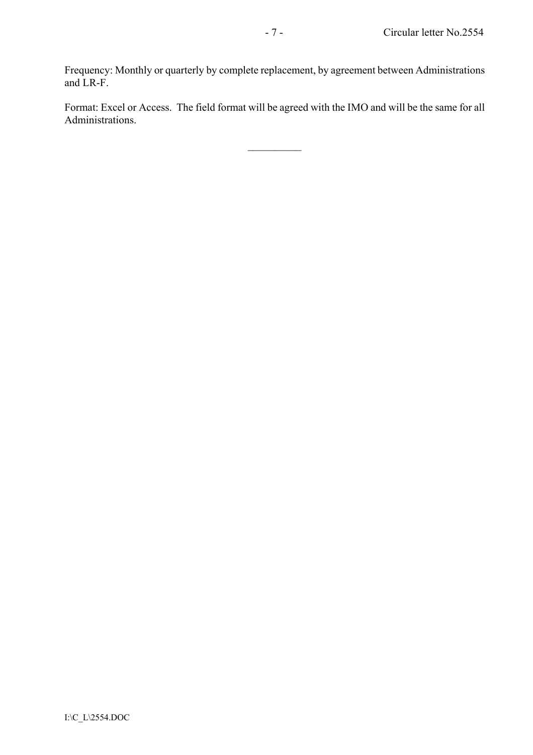Frequency: Monthly or quarterly by complete replacement, by agreement between Administrations and LR-F.

Format: Excel or Access. The field format will be agreed with the IMO and will be the same for all Administrations.

\_\_\_\_\_\_\_\_\_\_\_